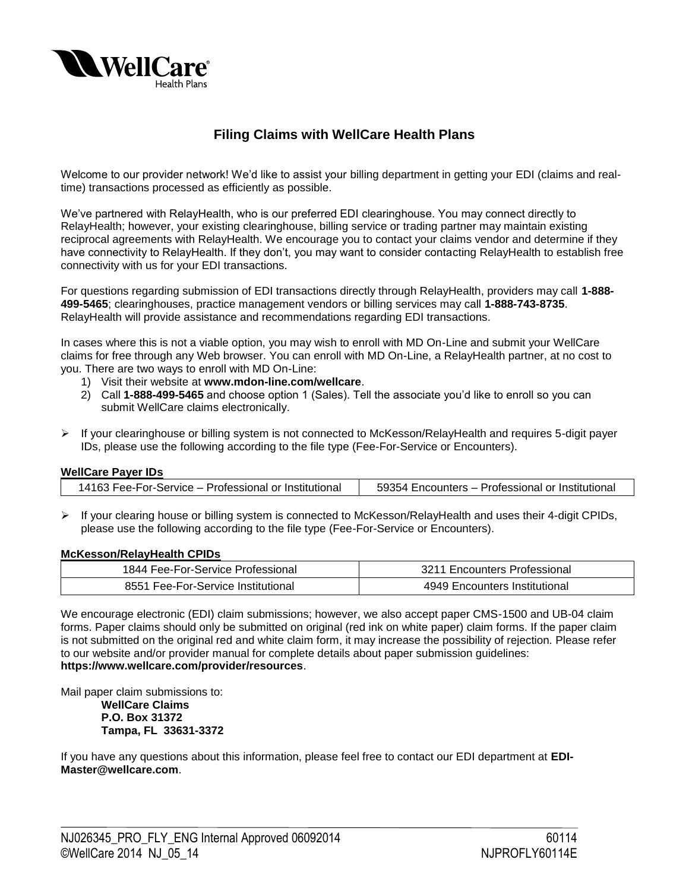# Filing Claims with WellCare Health Plans

Welcome to our provider network! We'd like to assist your billing department in getting your EDI (claims and real-time) transactions processed as efficiently as possible.

We've partnered with RelayHealth, who is our preferred EDI clearinghouse. You may connect directly to RelayHealth; however, your existing clearinghouse, billing service or trading partner may maintain existing reciprocal agreements with RelayHealth. We encourage you to contact your claims vendor and determine if they have connectivity to RelayHealth. If they don't, you may want to consider contacting RelayHealth to establish free connectivity with us for your EDI transactions.

For questions regarding submission of EDI transactions directly through RelayHealth, providers may call **1-888-499-5465**; clearinghouses, practice management vendors or billing services may call **1-888-743-8735**. RelayHealth will provide assistance and recommendations regarding EDI transactions.

In cases where this is not a viable option, you may wish to enroll with MD On-Line and submit your WellCare claims for free through any Web browser. You can enroll with MD On-Line, a RelayHealth partner, at no cost to you. There are two ways to enroll with MD On-Line:

1) Visit their website at **www.mdon-line.com/wellcare**.
2) Call **1-888-499-5465** and choose option 1 (Sales). Tell the associate you'd like to enroll so you can submit WellCare claims electronically.

- If your clearinghouse or billing system is not connected to McKesson/RelayHealth and requires 5-digit payer IDs, please use the following according to the file type (Fee-For-Service or Encounters).

**WellCare Payer IDs**

| | |
|---|---|
| 14163 Fee-For-Service – Professional or Institutional | 59354 Encounters – Professional or Institutional |

- If your clearing house or billing system is connected to McKesson/RelayHealth and uses their 4-digit CPIDs, please use the following according to the file type (Fee-For-Service or Encounters).

**McKesson/RelayHealth CPIDs**

| | |
|---|---|
| 1844 Fee-For-Service Professional | 3211 Encounters Professional |
| 8551 Fee-For-Service Institutional | 4949 Encounters Institutional |

We encourage electronic (EDI) claim submissions; however, we also accept paper CMS-1500 and UB-04 claim forms. Paper claims should only be submitted on original (red ink on white paper) claim forms. If the paper claim is not submitted on the original red and white claim form, it may increase the possibility of rejection. Please refer to our website and/or provider manual for complete details about paper submission guidelines: **https://www.wellcare.com/provider/resources**.

Mail paper claim submissions to:

**WellCare Claims**
**P.O. Box 31372**
**Tampa, FL 33631-3372**

If you have any questions about this information, please feel free to contact our EDI department at **EDI-Master@wellcare.com**.

NJ026345_PRO_FLY_ENG Internal Approved 06092014 60114
©WellCare 2014 NJ_05_14 NJPROFLY60114E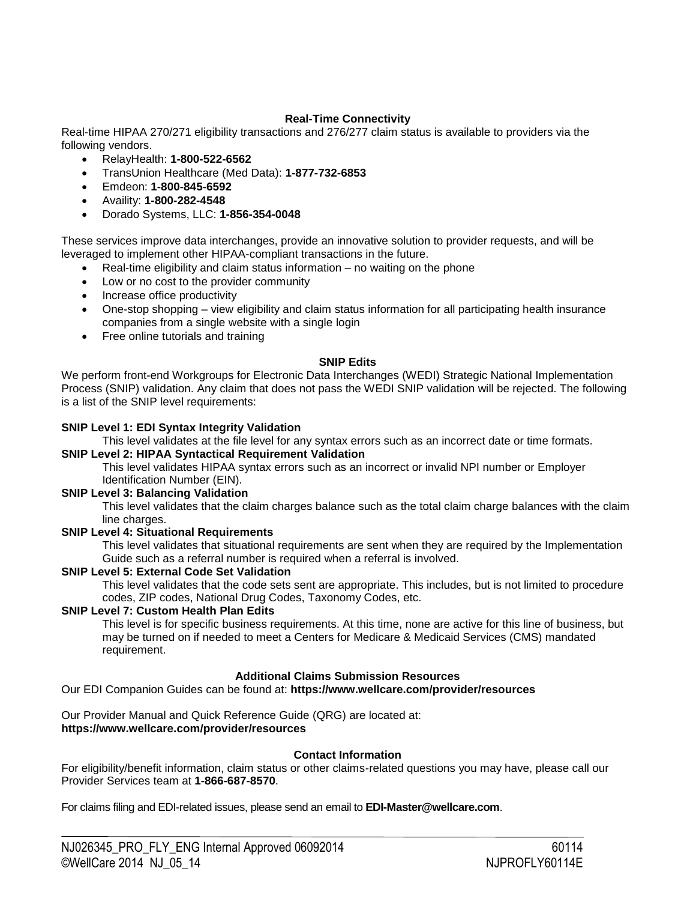## Real-Time Connectivity

Real-time HIPAA 270/271 eligibility transactions and 276/277 claim status is available to providers via the following vendors.

- RelayHealth: **1-800-522-6562**
- TransUnion Healthcare (Med Data): **1-877-732-6853**
- Emdeon: **1-800-845-6592**
- Availity: **1-800-282-4548**
- Dorado Systems, LLC: **1-856-354-0048**

These services improve data interchanges, provide an innovative solution to provider requests, and will be leveraged to implement other HIPAA-compliant transactions in the future.

- Real-time eligibility and claim status information – no waiting on the phone
- Low or no cost to the provider community
- Increase office productivity
- One-stop shopping – view eligibility and claim status information for all participating health insurance companies from a single website with a single login
- Free online tutorials and training

## SNIP Edits

We perform front-end Workgroups for Electronic Data Interchanges (WEDI) Strategic National Implementation Process (SNIP) validation. Any claim that does not pass the WEDI SNIP validation will be rejected. The following is a list of the SNIP level requirements:

**SNIP Level 1: EDI Syntax Integrity Validation**

This level validates at the file level for any syntax errors such as an incorrect date or time formats.

**SNIP Level 2: HIPAA Syntactical Requirement Validation**

This level validates HIPAA syntax errors such as an incorrect or invalid NPI number or Employer Identification Number (EIN).

**SNIP Level 3: Balancing Validation**

This level validates that the claim charges balance such as the total claim charge balances with the claim line charges.

**SNIP Level 4: Situational Requirements**

This level validates that situational requirements are sent when they are required by the Implementation Guide such as a referral number is required when a referral is involved.

**SNIP Level 5: External Code Set Validation**

This level validates that the code sets sent are appropriate. This includes, but is not limited to procedure codes, ZIP codes, National Drug Codes, Taxonomy Codes, etc.

**SNIP Level 7: Custom Health Plan Edits**

This level is for specific business requirements. At this time, none are active for this line of business, but may be turned on if needed to meet a Centers for Medicare & Medicaid Services (CMS) mandated requirement.

## Additional Claims Submission Resources

Our EDI Companion Guides can be found at: **https://www.wellcare.com/provider/resources**

Our Provider Manual and Quick Reference Guide (QRG) are located at:
**https://www.wellcare.com/provider/resources**

## Contact Information

For eligibility/benefit information, claim status or other claims-related questions you may have, please call our Provider Services team at **1-866-687-8570**.

For claims filing and EDI-related issues, please send an email to **EDI-Master@wellcare.com**.

NJ026345_PRO_FLY_ENG Internal Approved 06092014 60114
©WellCare 2014 NJ_05_14 NJPROFLY60114E